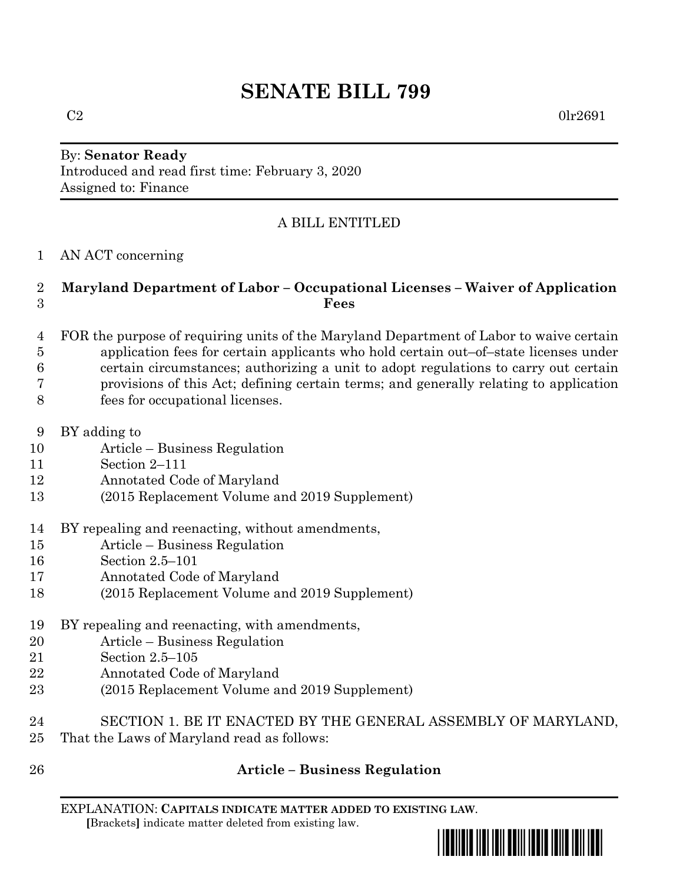# SENATE BILL 799

C2 0lr2691

By: **Senator Ready**
Introduced and read first time: February 3, 2020
Assigned to: Finance

A BILL ENTITLED

1 AN ACT concerning

2 **Maryland Department of Labor – Occupational Licenses – Waiver of Application**
3 **Fees**

4 FOR the purpose of requiring units of the Maryland Department of Labor to waive certain
5 application fees for certain applicants who hold certain out–of–state licenses under
6 certain circumstances; authorizing a unit to adopt regulations to carry out certain
7 provisions of this Act; defining certain terms; and generally relating to application
8 fees for occupational licenses.

9 BY adding to
10 Article – Business Regulation
11 Section 2–111
12 Annotated Code of Maryland
13 (2015 Replacement Volume and 2019 Supplement)

14 BY repealing and reenacting, without amendments,
15 Article – Business Regulation
16 Section 2.5–101
17 Annotated Code of Maryland
18 (2015 Replacement Volume and 2019 Supplement)

19 BY repealing and reenacting, with amendments,
20 Article – Business Regulation
21 Section 2.5–105
22 Annotated Code of Maryland
23 (2015 Replacement Volume and 2019 Supplement)

24 SECTION 1. BE IT ENACTED BY THE GENERAL ASSEMBLY OF MARYLAND,
25 That the Laws of Maryland read as follows:

26 **Article – Business Regulation**

EXPLANATION: **CAPITALS INDICATE MATTER ADDED TO EXISTING LAW**.
[Brackets] indicate matter deleted from existing law.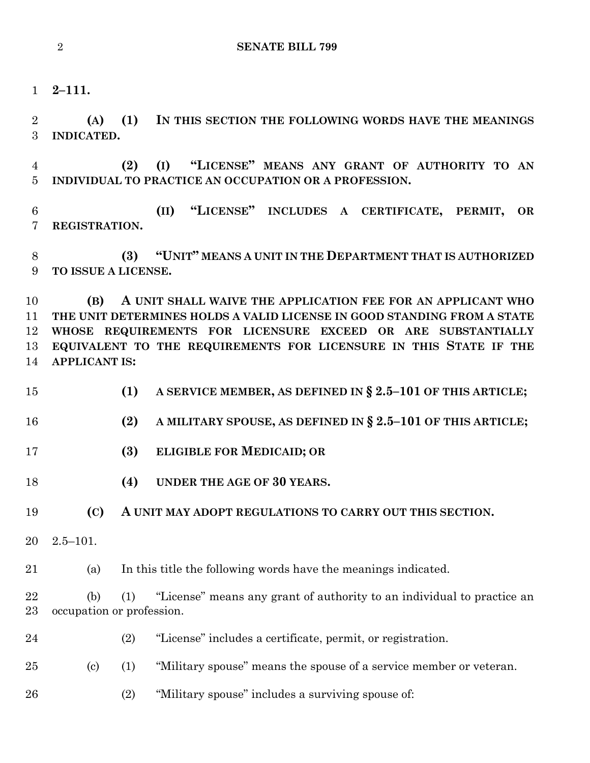**2–111.**

**(A) (1) IN THIS SECTION THE FOLLOWING WORDS HAVE THE MEANINGS INDICATED.**

**(2) (I) "LICENSE" MEANS ANY GRANT OF AUTHORITY TO AN INDIVIDUAL TO PRACTICE AN OCCUPATION OR A PROFESSION.**

**(II) "LICENSE" INCLUDES A CERTIFICATE, PERMIT, OR REGISTRATION.**

**(3) "UNIT" MEANS A UNIT IN THE DEPARTMENT THAT IS AUTHORIZED TO ISSUE A LICENSE.**

**(B) A UNIT SHALL WAIVE THE APPLICATION FEE FOR AN APPLICANT WHO THE UNIT DETERMINES HOLDS A VALID LICENSE IN GOOD STANDING FROM A STATE WHOSE REQUIREMENTS FOR LICENSURE EXCEED OR ARE SUBSTANTIALLY EQUIVALENT TO THE REQUIREMENTS FOR LICENSURE IN THIS STATE IF THE APPLICANT IS:**

**(1) A SERVICE MEMBER, AS DEFINED IN § 2.5–101 OF THIS ARTICLE;**

**(2) A MILITARY SPOUSE, AS DEFINED IN § 2.5–101 OF THIS ARTICLE;**

**(3) ELIGIBLE FOR MEDICAID; OR**

**(4) UNDER THE AGE OF 30 YEARS.**

**(C) A UNIT MAY ADOPT REGULATIONS TO CARRY OUT THIS SECTION.**

2.5–101.

(a) In this title the following words have the meanings indicated.

(b) (1) "License" means any grant of authority to an individual to practice an occupation or profession.

(2) "License" includes a certificate, permit, or registration.

(c) (1) "Military spouse" means the spouse of a service member or veteran.

(2) "Military spouse" includes a surviving spouse of: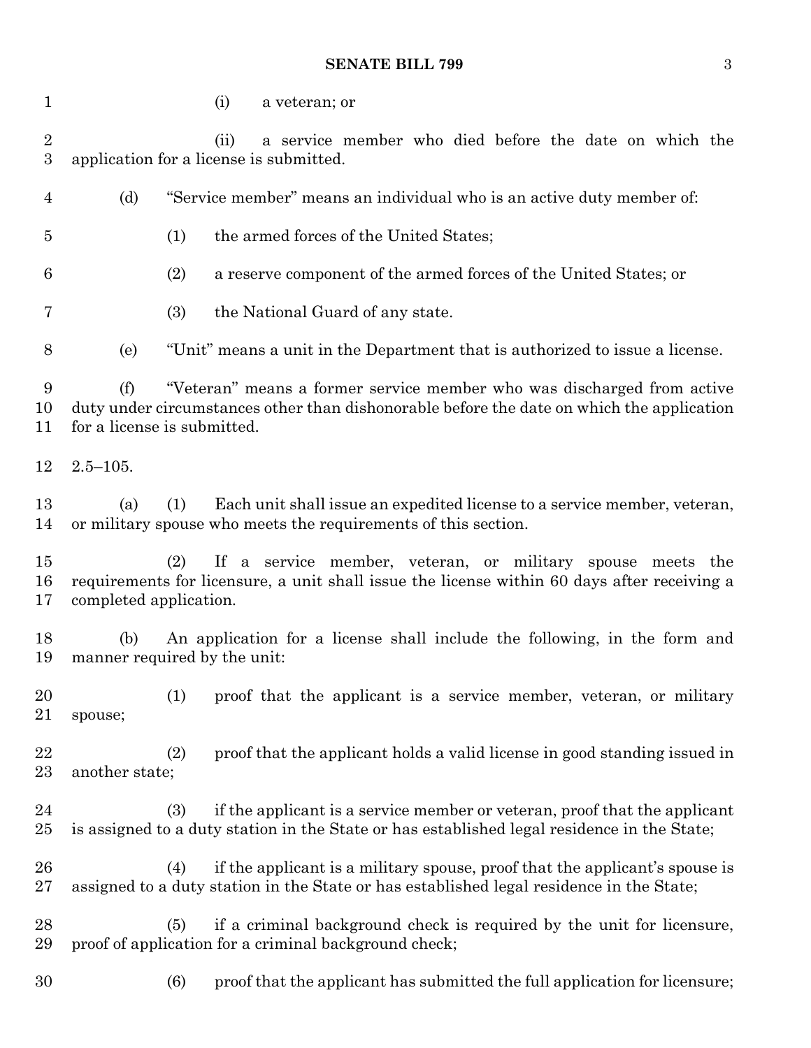(i) a veteran; or

(ii) a service member who died before the date on which the application for a license is submitted.

(d) "Service member" means an individual who is an active duty member of:

(1) the armed forces of the United States;

(2) a reserve component of the armed forces of the United States; or

(3) the National Guard of any state.

(e) "Unit" means a unit in the Department that is authorized to issue a license.

(f) "Veteran" means a former service member who was discharged from active duty under circumstances other than dishonorable before the date on which the application for a license is submitted.

2.5–105.

(a) (1) Each unit shall issue an expedited license to a service member, veteran, or military spouse who meets the requirements of this section.

(2) If a service member, veteran, or military spouse meets the requirements for licensure, a unit shall issue the license within 60 days after receiving a completed application.

(b) An application for a license shall include the following, in the form and manner required by the unit:

(1) proof that the applicant is a service member, veteran, or military spouse;

(2) proof that the applicant holds a valid license in good standing issued in another state;

(3) if the applicant is a service member or veteran, proof that the applicant is assigned to a duty station in the State or has established legal residence in the State;

(4) if the applicant is a military spouse, proof that the applicant's spouse is assigned to a duty station in the State or has established legal residence in the State;

(5) if a criminal background check is required by the unit for licensure, proof of application for a criminal background check;

(6) proof that the applicant has submitted the full application for licensure;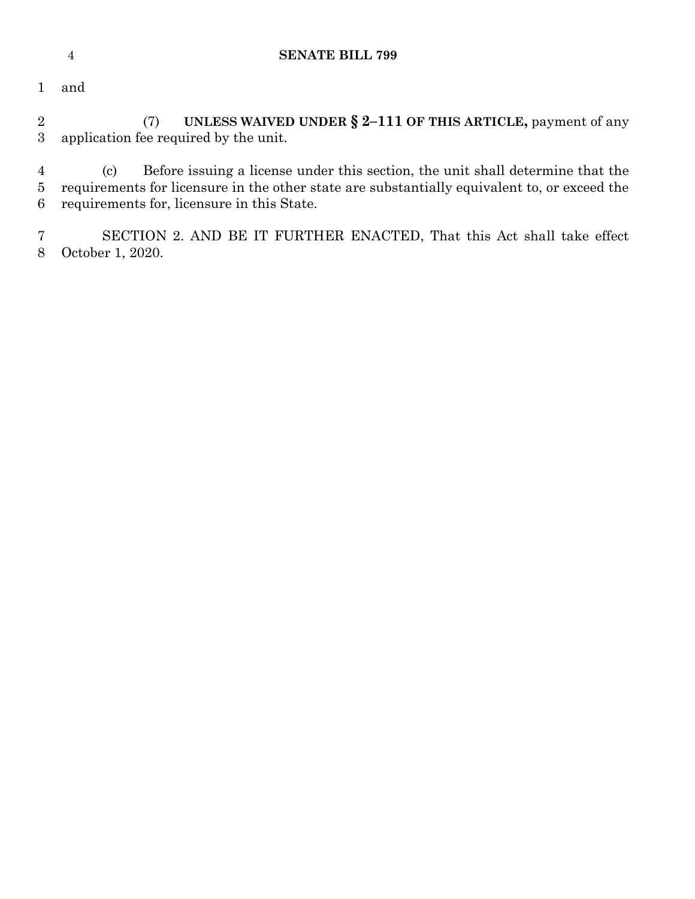and

(7) **UNLESS WAIVED UNDER § 2–111 OF THIS ARTICLE,** payment of any application fee required by the unit.

(c) Before issuing a license under this section, the unit shall determine that the requirements for licensure in the other state are substantially equivalent to, or exceed the requirements for, licensure in this State.

SECTION 2. AND BE IT FURTHER ENACTED, That this Act shall take effect October 1, 2020.